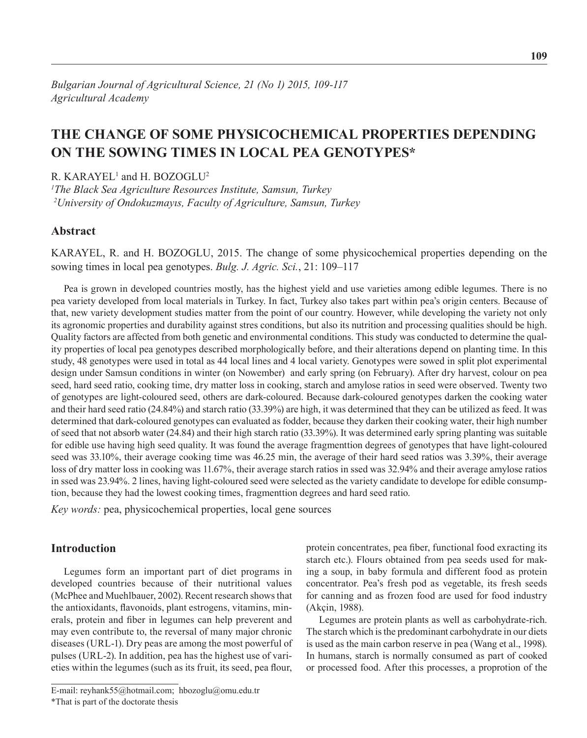*Bulgarian Journal of Agricultural Science, 21 (No 1) 2015, 109-117*
*Agricultural Academy*

# THE CHANGE OF SOME PHYSICOCHEMICAL PROPERTIES DEPENDING ON THE SOWING TIMES IN LOCAL PEA GENOTYPES*

R. KARAYEL[1] and H. BOZOGLU[2]

[1]*The Black Sea Agriculture Resources Institute, Samsun, Turkey*
[2]*University of Ondokuzmayıs, Faculty of Agriculture, Samsun, Turkey*

## Abstract

KARAYEL, R. and H. BOZOGLU, 2015. The change of some physicochemical properties depending on the sowing times in local pea genotypes. *Bulg. J. Agric. Sci.*, 21: 109–117

Pea is grown in developed countries mostly, has the highest yield and use varieties among edible legumes. There is no pea variety developed from local materials in Turkey. In fact, Turkey also takes part within pea's origin centers. Because of that, new variety development studies matter from the point of our country. However, while developing the variety not only its agronomic properties and durability against stres conditions, but also its nutrition and processing qualities should be high. Quality factors are affected from both genetic and environmental conditions. This study was conducted to determine the quality properties of local pea genotypes described morphologically before, and their alterations depend on planting time. In this study, 48 genotypes were used in total as 44 local lines and 4 local variety. Genotypes were sowed in split plot experimental design under Samsun conditions in winter (on Nowember) and early spring (on February). After dry harvest, colour on pea seed, hard seed ratio, cooking time, dry matter loss in cooking, starch and amylose ratios in seed were observed. Twenty two of genotypes are light-coloured seed, others are dark-coloured. Because dark-coloured genotypes darken the cooking water and their hard seed ratio (24.84%) and starch ratio (33.39%) are high, it was determined that they can be utilized as feed. It was determined that dark-coloured genotypes can evaluated as fodder, because they darken their cooking water, their high number of seed that not absorb water (24.84) and their high starch ratio (33.39%). It was determined early spring planting was suitable for edible use having high seed quality. It was found the average fragmenttion degrees of genotypes that have light-coloured seed was 33.10%, their average cooking time was 46.25 min, the average of their hard seed ratios was 3.39%, their average loss of dry matter loss in cooking was 11.67%, their average starch ratios in ssed was 32.94% and their average amylose ratios in ssed was 23.94%. 2 lines, having light-coloured seed were selected as the variety candidate to develope for edible consumption, because they had the lowest cooking times, fragmenttion degrees and hard seed ratio.

*Key words:* pea, physicochemical properties, local gene sources

## Introduction

Legumes form an important part of diet programs in developed countries because of their nutritional values (McPhee and Muehlbauer, 2002). Recent research shows that the antioxidants, flavonoids, plant estrogens, vitamins, minerals, protein and fiber in legumes can help preverent and may even contribute to, the reversal of many major chronic diseases (URL-1). Dry peas are among the most powerful of pulses (URL-2). In addition, pea has the highest use of varieties within the legumes (such as its fruit, its seed, pea flour, protein concentrates, pea fiber, functional food exracting its starch etc.). Flours obtained from pea seeds used for making a soup, in baby formula and different food as protein concentrator. Pea's fresh pod as vegetable, its fresh seeds for canning and as frozen food are used for food industry (Akçin, 1988).

Legumes are protein plants as well as carbohydrate-rich. The starch which is the predominant carbohydrate in our diets is used as the main carbon reserve in pea (Wang et al., 1998). In humans, starch is normally consumed as part of cooked or processed food. After this processes, a proprotion of the

E-mail: reyhank55@hotmail.com; hbozoglu@omu.edu.tr
*That is part of the doctorate thesis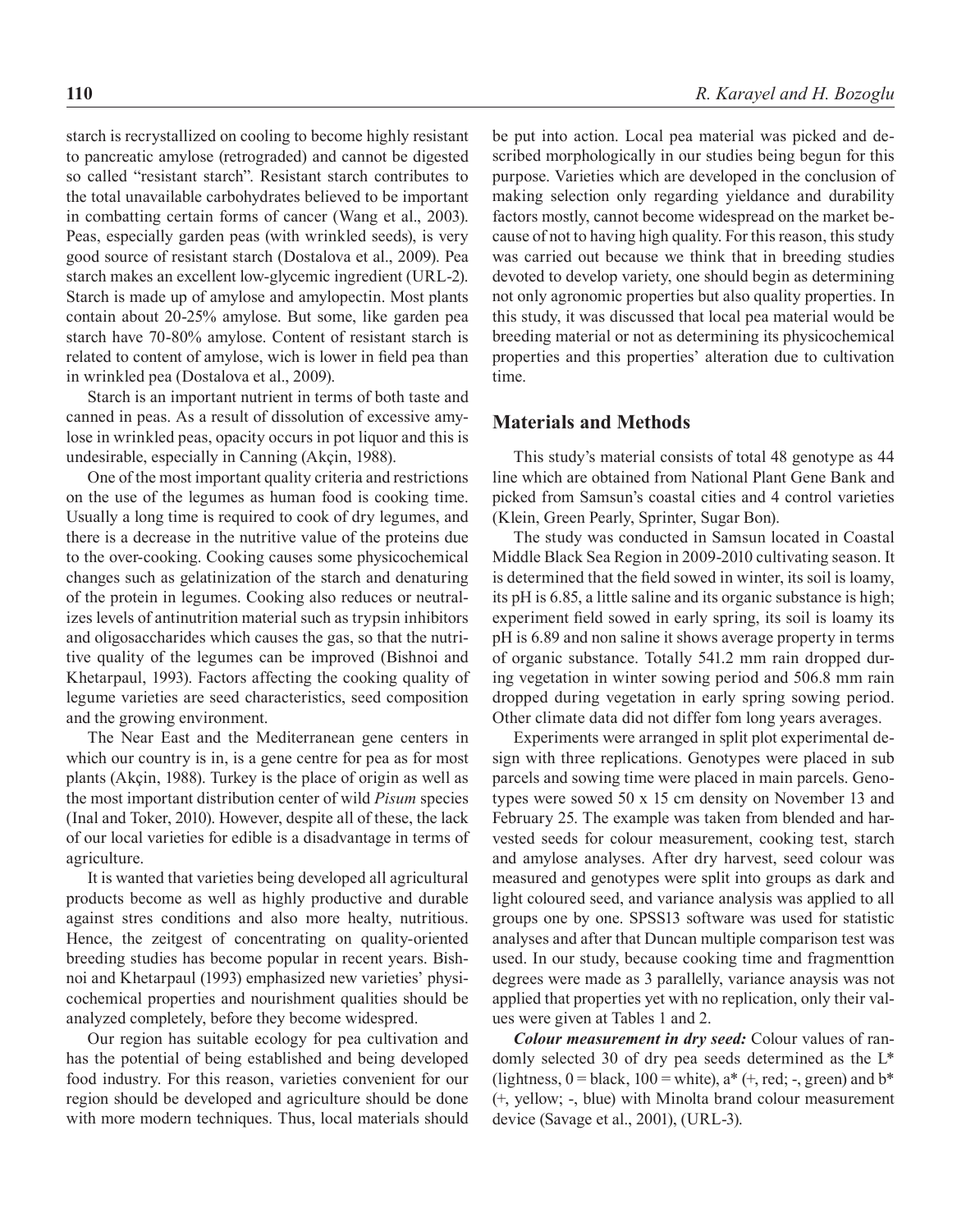starch is recrystallized on cooling to become highly resistant to pancreatic amylose (retrograded) and cannot be digested so called "resistant starch". Resistant starch contributes to the total unavailable carbohydrates believed to be important in combatting certain forms of cancer (Wang et al., 2003). Peas, especially garden peas (with wrinkled seeds), is very good source of resistant starch (Dostalova et al., 2009). Pea starch makes an excellent low-glycemic ingredient (URL-2). Starch is made up of amylose and amylopectin. Most plants contain about 20-25% amylose. But some, like garden pea starch have 70-80% amylose. Content of resistant starch is related to content of amylose, wich is lower in field pea than in wrinkled pea (Dostalova et al., 2009).

Starch is an important nutrient in terms of both taste and canned in peas. As a result of dissolution of excessive amylose in wrinkled peas, opacity occurs in pot liquor and this is undesirable, especially in Canning (Akçin, 1988).

One of the most important quality criteria and restrictions on the use of the legumes as human food is cooking time. Usually a long time is required to cook of dry legumes, and there is a decrease in the nutritive value of the proteins due to the over-cooking. Cooking causes some physicochemical changes such as gelatinization of the starch and denaturing of the protein in legumes. Cooking also reduces or neutralizes levels of antinutrition material such as trypsin inhibitors and oligosaccharides which causes the gas, so that the nutritive quality of the legumes can be improved (Bishnoi and Khetarpaul, 1993). Factors affecting the cooking quality of legume varieties are seed characteristics, seed composition and the growing environment.

The Near East and the Mediterranean gene centers in which our country is in, is a gene centre for pea as for most plants (Akçin, 1988). Turkey is the place of origin as well as the most important distribution center of wild *Pisum* species (Inal and Toker, 2010). However, despite all of these, the lack of our local varieties for edible is a disadvantage in terms of agriculture.

It is wanted that varieties being developed all agricultural products become as well as highly productive and durable against stres conditions and also more healty, nutritious. Hence, the zeitgest of concentrating on quality-oriented breeding studies has become popular in recent years. Bishnoi and Khetarpaul (1993) emphasized new varieties' physicochemical properties and nourishment qualities should be analyzed completely, before they become widespred.

Our region has suitable ecology for pea cultivation and has the potential of being established and being developed food industry. For this reason, varieties convenient for our region should be developed and agriculture should be done with more modern techniques. Thus, local materials should be put into action. Local pea material was picked and described morphologically in our studies being begun for this purpose. Varieties which are developed in the conclusion of making selection only regarding yieldance and durability factors mostly, cannot become widespread on the market because of not to having high quality. For this reason, this study was carried out because we think that in breeding studies devoted to develop variety, one should begin as determining not only agronomic properties but also quality properties. In this study, it was discussed that local pea material would be breeding material or not as determining its physicochemical properties and this properties' alteration due to cultivation time.

## Materials and Methods

This study's material consists of total 48 genotype as 44 line which are obtained from National Plant Gene Bank and picked from Samsun's coastal cities and 4 control varieties (Klein, Green Pearly, Sprinter, Sugar Bon).

The study was conducted in Samsun located in Coastal Middle Black Sea Region in 2009-2010 cultivating season. It is determined that the field sowed in winter, its soil is loamy, its pH is 6.85, a little saline and its organic substance is high; experiment field sowed in early spring, its soil is loamy its pH is 6.89 and non saline it shows average property in terms of organic substance. Totally 541.2 mm rain dropped during vegetation in winter sowing period and 506.8 mm rain dropped during vegetation in early spring sowing period. Other climate data did not differ fom long years averages.

Experiments were arranged in split plot experimental design with three replications. Genotypes were placed in sub parcels and sowing time were placed in main parcels. Genotypes were sowed 50 x 15 cm density on November 13 and February 25. The example was taken from blended and harvested seeds for colour measurement, cooking test, starch and amylose analyses. After dry harvest, seed colour was measured and genotypes were split into groups as dark and light coloured seed, and variance analysis was applied to all groups one by one. SPSS13 software was used for statistic analyses and after that Duncan multiple comparison test was used. In our study, because cooking time and fragmenttion degrees were made as 3 parallelly, variance anaysis was not applied that properties yet with no replication, only their values were given at Tables 1 and 2.

***Colour measurement in dry seed:*** Colour values of randomly selected 30 of dry pea seeds determined as the L* (lightness, 0 = black, 100 = white), a* (+, red; -, green) and b* (+, yellow; -, blue) with Minolta brand colour measurement device (Savage et al., 2001), (URL-3).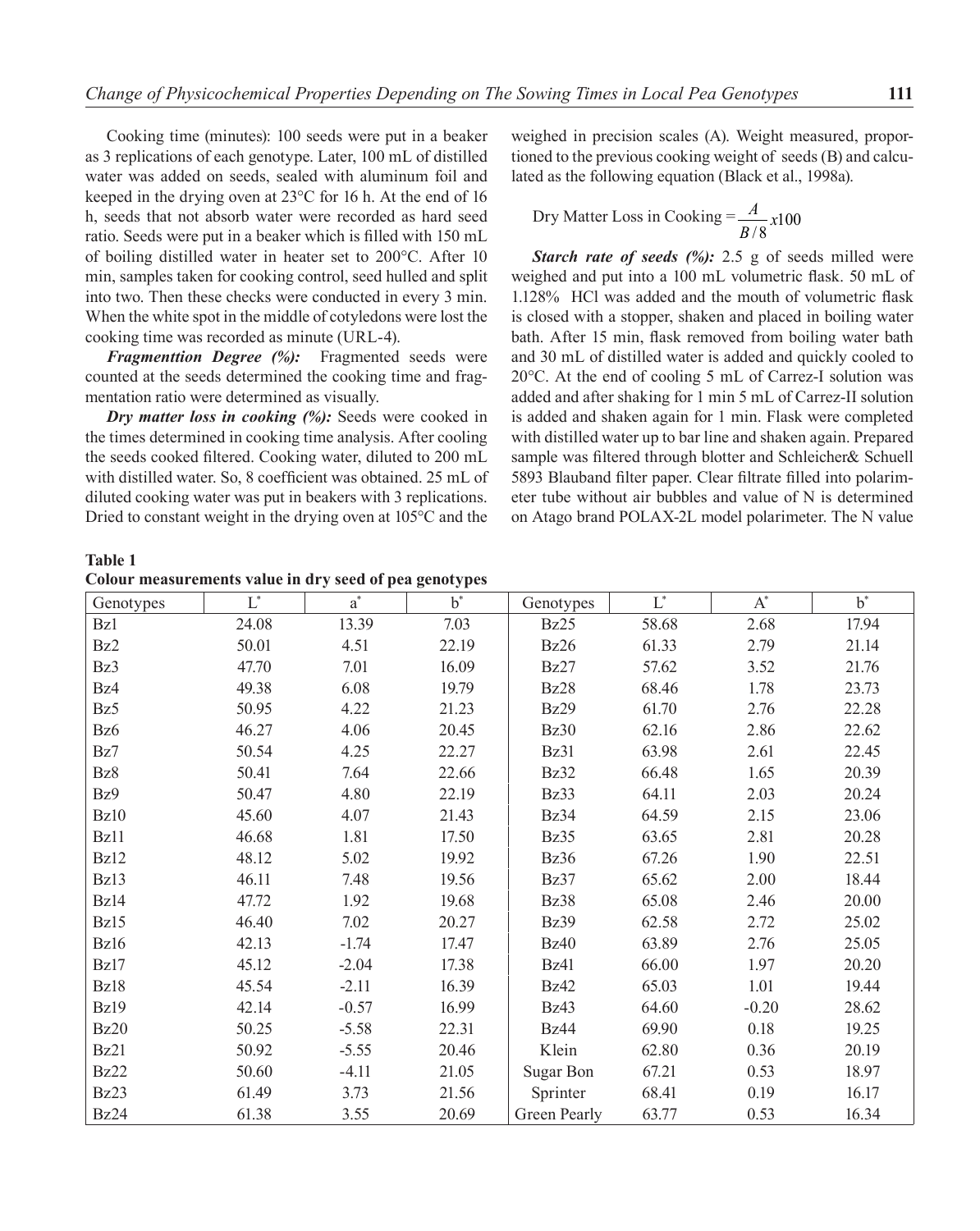Cooking time (minutes): 100 seeds were put in a beaker as 3 replications of each genotype. Later, 100 mL of distilled water was added on seeds, sealed with aluminum foil and keeped in the drying oven at 23°C for 16 h. At the end of 16 h, seeds that not absorb water were recorded as hard seed ratio. Seeds were put in a beaker which is filled with 150 mL of boiling distilled water in heater set to 200°C. After 10 min, samples taken for cooking control, seed hulled and split into two. Then these checks were conducted in every 3 min. When the white spot in the middle of cotyledons were lost the cooking time was recorded as minute (URL-4).

***Fragmenttion Degree (%):*** Fragmented seeds were counted at the seeds determined the cooking time and fragmentation ratio were determined as visually.

***Dry matter loss in cooking (%):*** Seeds were cooked in the times determined in cooking time analysis. After cooling the seeds cooked filtered. Cooking water, diluted to 200 mL with distilled water. So, 8 coefficient was obtained. 25 mL of diluted cooking water was put in beakers with 3 replications. Dried to constant weight in the drying oven at 105°C and the weighed in precision scales (A). Weight measured, proportioned to the previous cooking weight of seeds (B) and calculated as the following equation (Black et al., 1998a).

$$\text{Dry Matter Loss in Cooking} = \frac{A}{B/8} x100$$

***Starch rate of seeds (%):*** 2.5 g of seeds milled were weighed and put into a 100 mL volumetric flask. 50 mL of 1.128% HCl was added and the mouth of volumetric flask is closed with a stopper, shaken and placed in boiling water bath. After 15 min, flask removed from boiling water bath and 30 mL of distilled water is added and quickly cooled to 20°C. At the end of cooling 5 mL of Carrez-I solution was added and after shaking for 1 min 5 mL of Carrez-II solution is added and shaken again for 1 min. Flask were completed with distilled water up to bar line and shaken again. Prepared sample was filtered through blotter and Schleicher& Schuell 5893 Blauband filter paper. Clear filtrate filled into polarimeter tube without air bubbles and value of N is determined on Atago brand POLAX-2L model polarimeter. The N value

**Table 1**
**Colour measurements value in dry seed of pea genotypes**

| Genotypes | $L^*$ | $a^*$ | $b^*$ | Genotypes | $L^*$ | $A^*$ | $b^*$ |
|---|---|---|---|---|---|---|---|
| Bz1 | 24.08 | 13.39 | 7.03 | Bz25 | 58.68 | 2.68 | 17.94 |
| Bz2 | 50.01 | 4.51 | 22.19 | Bz26 | 61.33 | 2.79 | 21.14 |
| Bz3 | 47.70 | 7.01 | 16.09 | Bz27 | 57.62 | 3.52 | 21.76 |
| Bz4 | 49.38 | 6.08 | 19.79 | Bz28 | 68.46 | 1.78 | 23.73 |
| Bz5 | 50.95 | 4.22 | 21.23 | Bz29 | 61.70 | 2.76 | 22.28 |
| Bz6 | 46.27 | 4.06 | 20.45 | Bz30 | 62.16 | 2.86 | 22.62 |
| Bz7 | 50.54 | 4.25 | 22.27 | Bz31 | 63.98 | 2.61 | 22.45 |
| Bz8 | 50.41 | 7.64 | 22.66 | Bz32 | 66.48 | 1.65 | 20.39 |
| Bz9 | 50.47 | 4.80 | 22.19 | Bz33 | 64.11 | 2.03 | 20.24 |
| Bz10 | 45.60 | 4.07 | 21.43 | Bz34 | 64.59 | 2.15 | 23.06 |
| Bz11 | 46.68 | 1.81 | 17.50 | Bz35 | 63.65 | 2.81 | 20.28 |
| Bz12 | 48.12 | 5.02 | 19.92 | Bz36 | 67.26 | 1.90 | 22.51 |
| Bz13 | 46.11 | 7.48 | 19.56 | Bz37 | 65.62 | 2.00 | 18.44 |
| Bz14 | 47.72 | 1.92 | 19.68 | Bz38 | 65.08 | 2.46 | 20.00 |
| Bz15 | 46.40 | 7.02 | 20.27 | Bz39 | 62.58 | 2.72 | 25.02 |
| Bz16 | 42.13 | -1.74 | 17.47 | Bz40 | 63.89 | 2.76 | 25.05 |
| Bz17 | 45.12 | -2.04 | 17.38 | Bz41 | 66.00 | 1.97 | 20.20 |
| Bz18 | 45.54 | -2.11 | 16.39 | Bz42 | 65.03 | 1.01 | 19.44 |
| Bz19 | 42.14 | -0.57 | 16.99 | Bz43 | 64.60 | -0.20 | 28.62 |
| Bz20 | 50.25 | -5.58 | 22.31 | Bz44 | 69.90 | 0.18 | 19.25 |
| Bz21 | 50.92 | -5.55 | 20.46 | Klein | 62.80 | 0.36 | 20.19 |
| Bz22 | 50.60 | -4.11 | 21.05 | Sugar Bon | 67.21 | 0.53 | 18.97 |
| Bz23 | 61.49 | 3.73 | 21.56 | Sprinter | 68.41 | 0.19 | 16.17 |
| Bz24 | 61.38 | 3.55 | 20.69 | Green Pearly | 63.77 | 0.53 | 16.34 |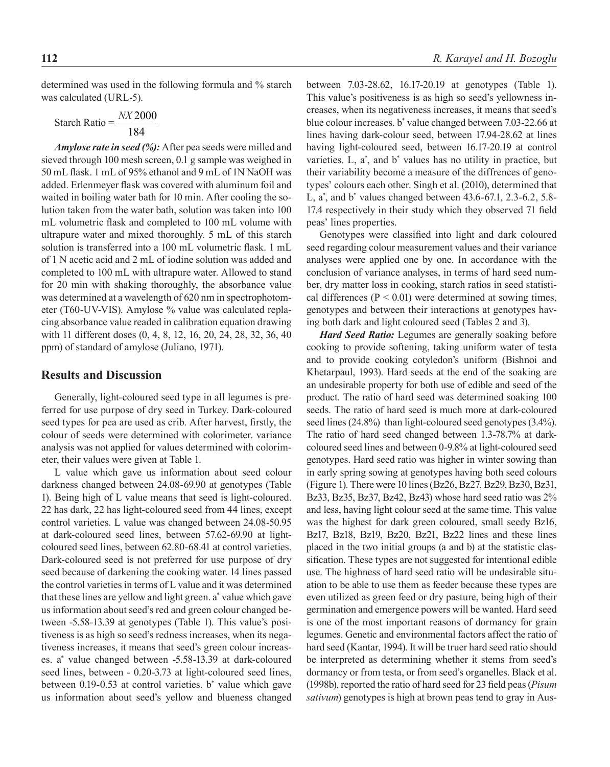determined was used in the following formula and % starch was calculated (URL-5).

$$\text{Starch Ratio} = \frac{NX\,2000}{184}$$

***Amylose rate in seed (%):*** After pea seeds were milled and sieved through 100 mesh screen, 0.1 g sample was weighed in 50 mL flask. 1 mL of 95% ethanol and 9 mL of 1N NaOH was added. Erlenmeyer flask was covered with aluminum foil and waited in boiling water bath for 10 min. After cooling the solution taken from the water bath, solution was taken into 100 mL volumetric flask and completed to 100 mL volume with ultrapure water and mixed thoroughly. 5 mL of this starch solution is transferred into a 100 mL volumetric flask. 1 mL of 1 N acetic acid and 2 mL of iodine solution was added and completed to 100 mL with ultrapure water. Allowed to stand for 20 min with shaking thoroughly, the absorbance value was determined at a wavelength of 620 nm in spectrophotometer (T60-UV-VIS). Amylose % value was calculated replacing absorbance value readed in calibration equation drawing with 11 different doses (0, 4, 8, 12, 16, 20, 24, 28, 32, 36, 40 ppm) of standard of amylose (Juliano, 1971).

## Results and Discussion

Generally, light-coloured seed type in all legumes is preferred for use purpose of dry seed in Turkey. Dark-coloured seed types for pea are used as crib. After harvest, firstly, the colour of seeds were determined with colorimeter. variance analysis was not applied for values determined with colorimeter, their values were given at Table 1.

L value which gave us information about seed colour darkness changed between 24.08-69.90 at genotypes (Table 1). Being high of L value means that seed is light-coloured. 22 has dark, 22 has light-coloured seed from 44 lines, except control varieties. L value was changed between 24.08-50.95 at dark-coloured seed lines, between 57.62-69.90 at light-coloured seed lines, between 62.80-68.41 at control varieties. Dark-coloured seed is not preferred for use purpose of dry seed because of darkening the cooking water. 14 lines passed the control varieties in terms of L value and it was determined that these lines are yellow and light green. a* value which gave us information about seed's red and green colour changed between -5.58-13.39 at genotypes (Table 1). This value's positiveness is as high so seed's redness increases, when its negativeness increases, it means that seed's green colour increases. a* value changed between -5.58-13.39 at dark-coloured seed lines, between - 0.20-3.73 at light-coloured seed lines, between 0.19-0.53 at control varieties. b* value which gave us information about seed's yellow and blueness changed between 7.03-28.62, 16.17-20.19 at genotypes (Table 1). This value's positiveness is as high so seed's yellowness increases, when its negativeness increases, it means that seed's blue colour increases. b* value changed between 7.03-22.66 at lines having dark-colour seed, between 17.94-28.62 at lines having light-coloured seed, between 16.17-20.19 at control varieties. L, a*, and b* values has no utility in practice, but their variability become a measure of the diffrences of genotypes' colours each other. Singh et al. (2010), determined that L, a*, and b* values changed between 43.6-67.1, 2.3-6.2, 5.8-17.4 respectively in their study which they observed 71 field peas' lines properties.

Genotypes were classified into light and dark coloured seed regarding colour measurement values and their variance analyses were applied one by one. In accordance with the conclusion of variance analyses, in terms of hard seed number, dry matter loss in cooking, starch ratios in seed statistical differences ($P < 0.01$) were determined at sowing times, genotypes and between their interactions at genotypes having both dark and light coloured seed (Tables 2 and 3).

***Hard Seed Ratio:*** Legumes are generally soaking before cooking to provide softening, taking uniform water of testa and to provide cooking cotyledon's uniform (Bishnoi and Khetarpaul, 1993). Hard seeds at the end of the soaking are an undesirable property for both use of edible and seed of the product. The ratio of hard seed was determined soaking 100 seeds. The ratio of hard seed is much more at dark-coloured seed lines (24.8%) than light-coloured seed genotypes (3.4%). The ratio of hard seed changed between 1.3-78.7% at dark-coloured seed lines and between 0-9.8% at light-coloured seed genotypes. Hard seed ratio was higher in winter sowing than in early spring sowing at genotypes having both seed colours (Figure 1). There were 10 lines (Bz26, Bz27, Bz29, Bz30, Bz31, Bz33, Bz35, Bz37, Bz42, Bz43) whose hard seed ratio was 2% and less, having light colour seed at the same time. This value was the highest for dark green coloured, small seedy Bz16, Bz17, Bz18, Bz19, Bz20, Bz21, Bz22 lines and these lines placed in the two initial groups (a and b) at the statistic classification. These types are not suggested for intentional edible use. The highness of hard seed ratio will be undesirable situation to be able to use them as feeder because these types are even utilized as green feed or dry pasture, being high of their germination and emergence powers will be wanted. Hard seed is one of the most important reasons of dormancy for grain legumes. Genetic and environmental factors affect the ratio of hard seed (Kantar, 1994). It will be truer hard seed ratio should be interpreted as determining whether it stems from seed's dormancy or from testa, or from seed's organelles. Black et al. (1998b), reported the ratio of hard seed for 23 field peas (*Pisum sativum*) genotypes is high at brown peas tend to gray in Aus-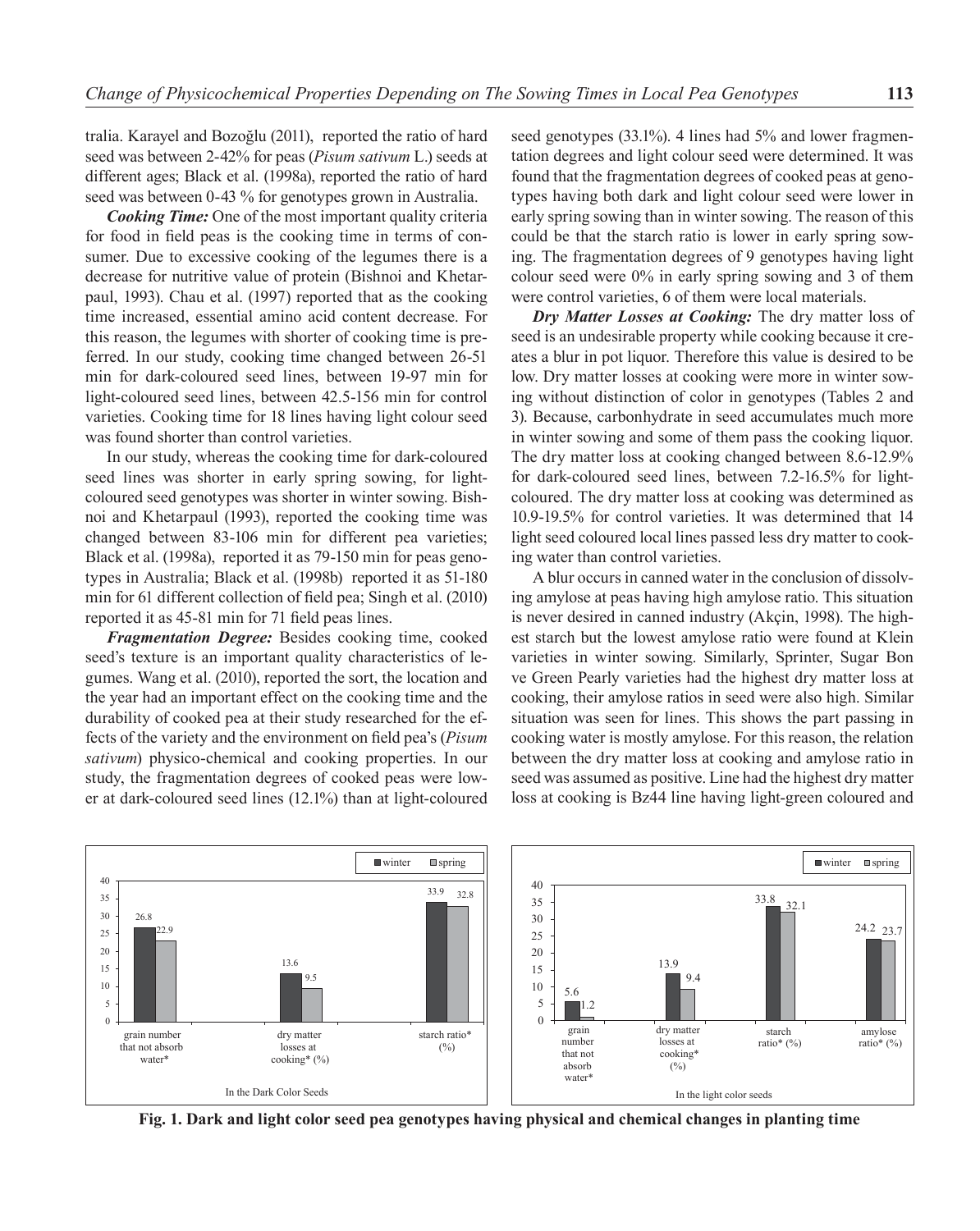tralia. Karayel and Bozoğlu (2011), reported the ratio of hard seed was between 2-42% for peas (*Pisum sativum* L.) seeds at different ages; Black et al. (1998a), reported the ratio of hard seed was between 0-43 % for genotypes grown in Australia.

***Cooking Time:*** One of the most important quality criteria for food in field peas is the cooking time in terms of consumer. Due to excessive cooking of the legumes there is a decrease for nutritive value of protein (Bishnoi and Khetarpaul, 1993). Chau et al. (1997) reported that as the cooking time increased, essential amino acid content decrease. For this reason, the legumes with shorter of cooking time is preferred. In our study, cooking time changed between 26-51 min for dark-coloured seed lines, between 19-97 min for light-coloured seed lines, between 42.5-156 min for control varieties. Cooking time for 18 lines having light colour seed was found shorter than control varieties.

In our study, whereas the cooking time for dark-coloured seed lines was shorter in early spring sowing, for light-coloured seed genotypes was shorter in winter sowing. Bishnoi and Khetarpaul (1993), reported the cooking time was changed between 83-106 min for different pea varieties; Black et al. (1998a), reported it as 79-150 min for peas genotypes in Australia; Black et al. (1998b) reported it as 51-180 min for 61 different collection of field pea; Singh et al. (2010) reported it as 45-81 min for 71 field peas lines.

***Fragmentation Degree:*** Besides cooking time, cooked seed's texture is an important quality characteristics of legumes. Wang et al. (2010), reported the sort, the location and the year had an important effect on the cooking time and the durability of cooked pea at their study researched for the effects of the variety and the environment on field pea's (*Pisum sativum*) physico-chemical and cooking properties. In our study, the fragmentation degrees of cooked peas were lower at dark-coloured seed lines (12.1%) than at light-coloured seed genotypes (33.1%). 4 lines had 5% and lower fragmentation degrees and light colour seed were determined. It was found that the fragmentation degrees of cooked peas at genotypes having both dark and light colour seed were lower in early spring sowing than in winter sowing. The reason of this could be that the starch ratio is lower in early spring sowing. The fragmentation degrees of 9 genotypes having light colour seed were 0% in early spring sowing and 3 of them were control varieties, 6 of them were local materials.

***Dry Matter Losses at Cooking:*** The dry matter loss of seed is an undesirable property while cooking because it creates a blur in pot liquor. Therefore this value is desired to be low. Dry matter losses at cooking were more in winter sowing without distinction of color in genotypes (Tables 2 and 3). Because, carbonhydrate in seed accumulates much more in winter sowing and some of them pass the cooking liquor. The dry matter loss at cooking changed between 8.6-12.9% for dark-coloured seed lines, between 7.2-16.5% for light-coloured. The dry matter loss at cooking was determined as 10.9-19.5% for control varieties. It was determined that 14 light seed coloured local lines passed less dry matter to cooking water than control varieties.

A blur occurs in canned water in the conclusion of dissolving amylose at peas having high amylose ratio. This situation is never desired in canned industry (Akçin, 1998). The highest starch but the lowest amylose ratio were found at Klein varieties in winter sowing. Similarly, Sprinter, Sugar Bon ve Green Pearly varieties had the highest dry matter loss at cooking, their amylose ratios in seed were also high. Similar situation was seen for lines. This shows the part passing in cooking water is mostly amylose. For this reason, the relation between the dry matter loss at cooking and amylose ratio in seed was assumed as positive. Line had the highest dry matter loss at cooking is Bz44 line having light-green coloured and

**Fig. 1. Dark and light color seed pea genotypes having physical and chemical changes in planting time**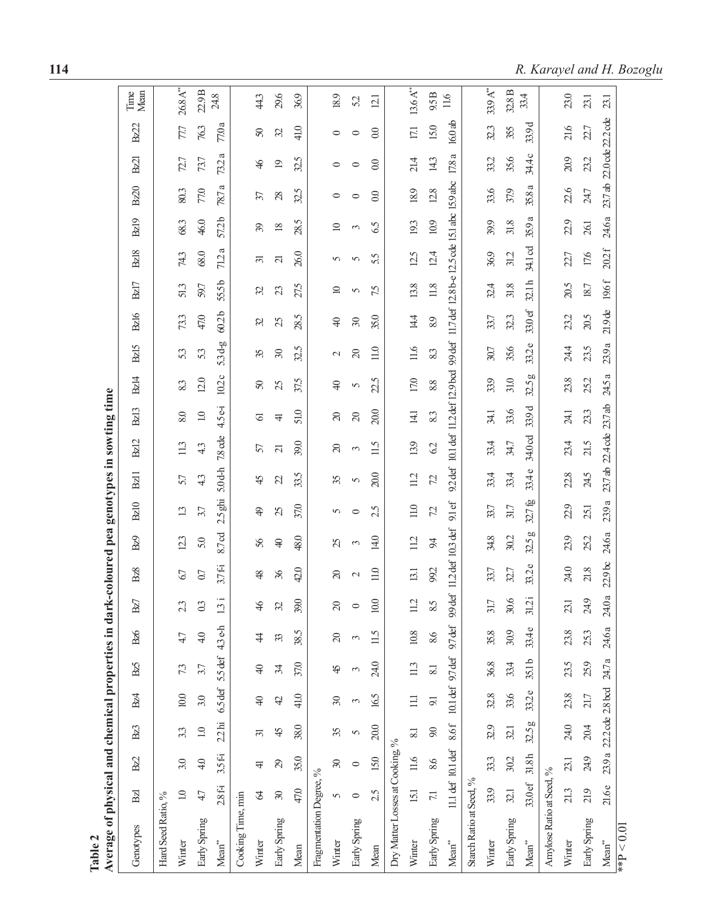**Table 2**
**Average of physical and chemical properties in dark-coloured pea genotypes in sowting time**

| Genotypes | Bz1 | Bz2 | Bz3 | Bz4 | Bz5 | Bz6 | Bz7 | Bz8 | Bz9 | Bz10 | Bz11 | Bz12 | Bz13 | Bz14 | Bz15 | Bz16 | Bz17 | Bz18 | Bz19 | Bz20 | Bz21 | Bz22 | Time Mean |
|---|---|---|---|---|---|---|---|---|---|---|---|---|---|---|---|---|---|---|---|---|---|---|---|
| Hard Seed Ratio, % | | | | | | | | | | | | | | | | | | | | | | | |
| Winter | 1.0 | 3.0 | 3.3 | 10.0 | 7.3 | 4.7 | 2.3 | 6.7 | 12.3 | 1.3 | 5.7 | 11.3 | 8.0 | 8.3 | 5.3 | 73.3 | 51.3 | 74.3 | 68.3 | 80.3 | 72.7 | 77.7 | 26.8 A** |
| Early Spring | 4.7 | 4.0 | 1.0 | 3.0 | 3.7 | 4.0 | 0.3 | 0.7 | 5.0 | 3.7 | 4.3 | 4.3 | 1.0 | 12.0 | 5.3 | 47.0 | 59.7 | 68.0 | 46.0 | 77.0 | 73.7 | 76.3 | 22.9 B |
| Mean** | 2.8 f-i | 3.5 f-i | 2.2 hi | 6.5 def | 5.5 def | 4.3 e-h | 1.3 i | 3.7 f-i | 8.7 cd | 2.5 ghi | 5.0 d-h | 7.8 cde | 4.5 e-i | 10.2 c | 5.3 d-g | 60.2 b | 55.5 b | 71.2 a | 57.2 b | 78.7 a | 73.2 a | 77.0 a | 24.8 |
| Cooking Time, min | | | | | | | | | | | | | | | | | | | | | | | |
| Winter | 64 | 41 | 31 | 40 | 40 | 44 | 46 | 48 | 56 | 49 | 45 | 57 | 61 | 50 | 35 | 32 | 32 | 31 | 39 | 37 | 46 | 50 | 44.3 |
| Early Spring | 30 | 29 | 45 | 42 | 34 | 33 | 32 | 36 | 40 | 25 | 22 | 21 | 41 | 25 | 30 | 25 | 23 | 21 | 18 | 28 | 19 | 32 | 29.6 |
| Mean | 47.0 | 35.0 | 38.0 | 41.0 | 37.0 | 38.5 | 39.0 | 42.0 | 48.0 | 37.0 | 33.5 | 39.0 | 51.0 | 37.5 | 32.5 | 28.5 | 27.5 | 26.0 | 28.5 | 32.5 | 32.5 | 41.0 | 36.9 |
| Fragmentation Degree, % | | | | | | | | | | | | | | | | | | | | | | | |
| Winter | 5 | 30 | 35 | 30 | 45 | 20 | 20 | 20 | 25 | 5 | 35 | 20 | 20 | 40 | 2 | 40 | 10 | 5 | 10 | 0 | 0 | 0 | 18.9 |
| Early Spring | 0 | 0 | 5 | 3 | 3 | 3 | 0 | 2 | 3 | 0 | 5 | 3 | 20 | 5 | 20 | 30 | 5 | 5 | 3 | 0 | 0 | 0 | 5.2 |
| Mean | 2.5 | 15.0 | 20.0 | 16.5 | 24.0 | 11.5 | 10.0 | 11.0 | 14.0 | 2.5 | 20.0 | 11.5 | 20.0 | 22.5 | 11.0 | 35.0 | 7.5 | 5.5 | 6.5 | 0.0 | 0.0 | 0.0 | 12.1 |
| Dry Matter Losses at Cooking, % | | | | | | | | | | | | | | | | | | | | | | | |
| Winter | 15.1 | 11.6 | 8.1 | 11.1 | 11.3 | 10.8 | 11.2 | 13.1 | 11.2 | 11.0 | 11.2 | 13.9 | 14.1 | 17.0 | 11.6 | 14.4 | 13.8 | 12.5 | 19.3 | 18.9 | 21.4 | 17.1 | 13.6 A** |
| Early Spring | 7.1 | 8.6 | 9.0 | 9.1 | 8.1 | 8.6 | 8.5 | 99.2 | 9.4 | 7.2 | 7.2 | 6.2 | 8.3 | 8.8 | 8.3 | 8.9 | 11.8 | 12.4 | 10.9 | 12.8 | 14.3 | 15.0 | 9.5 B |
| Mean** | 11.1 def | 10.1 def | 8.6 f | 10.1 def | 9.7 def | 9.7 def | 9.9 def | 11.2 def | 10.3 def | 9.1 ef | 9.2 def | 10.1 def | 11.2 def | 12.9 bcd | 9.9 def | 11.7 def | 12.8 b-e | 12.5 cde | 15.1 abc | 15.9 abc | 17.8 a | 16.0 ab | 11.6 |
| Starch Ratio at Seed, % | | | | | | | | | | | | | | | | | | | | | | | |
| Winter | 33.9 | 33.3 | 32.9 | 32.8 | 36.8 | 35.8 | 31.7 | 33.7 | 34.8 | 33.7 | 33.4 | 33.4 | 34.1 | 33.9 | 30.7 | 33.7 | 32.4 | 36.9 | 39.9 | 33.6 | 33.2 | 32.3 | 33.9 A** |
| Early Spring | 32.1 | 30.2 | 32.1 | 33.6 | 33.4 | 30.9 | 30.6 | 32.7 | 30.2 | 31.7 | 33.4 | 34.7 | 33.6 | 31.0 | 35.6 | 32.3 | 31.8 | 31.2 | 31.8 | 37.9 | 35.6 | 35.5 | 32.8 B |
| Mean** | 33.0 ef | 31.8 h | 32.5 g | 33.2 e | 35.1 b | 33.4 e | 31.2 i | 33.2 e | 32.5 g | 32.7 fg | 33.4 e | 34.0 cd | 33.9 d | 32.5 g | 33.2 e | 33.0 ef | 32.1 h | 34.1 cd | 35.9 a | 35.8 a | 34.4 c | 33.9 d | 33.4 |
| Amylose Ratio at Seed, % | | | | | | | | | | | | | | | | | | | | | | | |
| Winter | 21.3 | 23.1 | 24.0 | 23.8 | 23.5 | 23.8 | 23.1 | 24.0 | 23.9 | 22.9 | 22.8 | 23.4 | 24.1 | 23.8 | 24.4 | 23.2 | 20.5 | 22.7 | 22.9 | 22.6 | 20.9 | 21.6 | 23.0 |
| Early Spring | 21.9 | 24.9 | 20.4 | 21.7 | 25.9 | 25.3 | 24.9 | 21.8 | 25.2 | 25.1 | 24.5 | 21.5 | 23.3 | 25.2 | 23.5 | 20.5 | 18.7 | 17.6 | 26.1 | 24.7 | 23.2 | 22.7 | 23.1 |
| Mean** | 21.6 e | 23.9 a | 22.2 cde | 2.8 bcd | 24.7 a | 24.6 a | 24.0 a | 22.9 bc | 24.6 a | 23.9 a | 23.7 ab | 22.4 cde | 23.7 ab | 24.5 a | 23.9 a | 21.9 de | 19.6 f | 20.2 f | 24.6 a | 23.7 ab | 22.0 cde | 22.2 cde | 23.1 |

**P < 0.01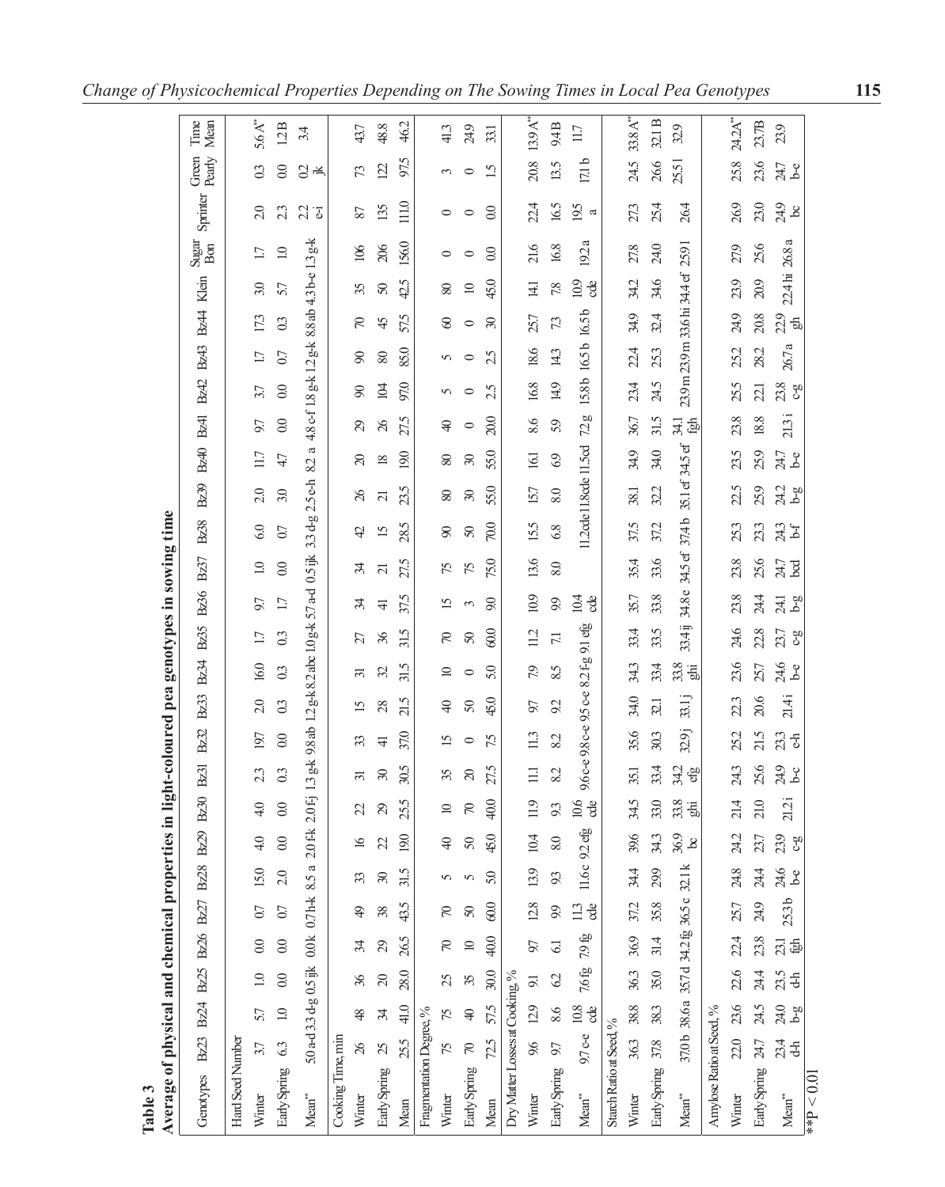**Table 3**

**Average of physical and chemical properties in light-coloured pea genotypes in sowing time**

| Genotypes | Bz23 | Bz24 | Bz25 | Bz26 | Bz27 | Bz28 | Bz29 | Bz30 | Bz31 | Bz32 | Bz33 | Bz34 | Bz35 | Bz36 | Bz37 | Bz38 | Bz39 | Bz40 | Bz41 | Bz42 | Bz43 | Bz44 | Klein | Sugar Bon | Sprinter | Green Pearly | Time Mean |
|---|---|---|---|---|---|---|---|---|---|---|---|---|---|---|---|---|---|---|---|---|---|---|---|---|---|---|---|
| Hard Seed Number | | | | | | | | | | | | | | | | | | | | | | | | | | | |
| Winter | 3.7 | 5.7 | 1.0 | 0.0 | 0.7 | 15.0 | 4.0 | 4.0 | 2.3 | 19.7 | 2.0 | 16.0 | 1.7 | 9.7 | 1.0 | 6.0 | 2.0 | 11.7 | 9.7 | 3.7 | 1.7 | 17.3 | 3.0 | 1.7 | 2.0 | 0.3 | 5.6A** |
| Early Spring | 6.3 | 1.0 | 0.0 | 0.0 | 0.7 | 2.0 | 0.0 | 0.0 | 0.3 | 0.0 | 0.3 | 0.3 | 0.3 | 1.7 | 0.0 | 0.7 | 3.0 | 4.7 | 0.0 | 0.0 | 0.7 | 0.3 | 5.7 | 1.0 | 2.3 | 0.0 | 1.2B |
| Mean** | 5.0 a-d | 3.3 d-g | 0.5 ijk | 0.0 k | 0.7 h-k | 8.5 a | 2.0 f-k | 2.0 f-j | 1.3 g-k | 9.8 ab | 1.2 g-k | 8.2 abc | 1.0 g-k | 5.7 a-d | 0.5 ijk | 3.3 d-g | 2.5 e-h | 8.2 a | 4.8 c-f | 1.8 g-k | 1.2 g-k | 8.8 ab | 4.3 b-e | 1.3 g-k | 2.2 e-i | 0.2 jk | 3.4 |
| Cooking Time, min | | | | | | | | | | | | | | | | | | | | | | | | | | | |
| Winter | 26 | 48 | 36 | 34 | 49 | 33 | 16 | 22 | 31 | 33 | 15 | 31 | 27 | 34 | 34 | 42 | 26 | 20 | 29 | 90 | 90 | 70 | 35 | 106 | 87 | 73 | 43.7 |
| Early Spring | 25 | 34 | 20 | 29 | 38 | 30 | 22 | 29 | 30 | 41 | 28 | 32 | 36 | 41 | 21 | 15 | 21 | 18 | 26 | 104 | 80 | 45 | 50 | 206 | 135 | 122 | 48.8 |
| Mean | 25.5 | 41.0 | 28.0 | 26.5 | 43.5 | 31.5 | 19.0 | 25.5 | 30.5 | 37.0 | 21.5 | 31.5 | 31.5 | 37.5 | 27.5 | 28.5 | 23.5 | 19.0 | 27.5 | 97.0 | 85.0 | 57.5 | 42.5 | 156.0 | 111.0 | 97.5 | 46.2 |
| Fragmentation Degree, % | | | | | | | | | | | | | | | | | | | | | | | | | | | |
| Winter | 75 | 75 | 25 | 70 | 70 | 5 | 40 | 10 | 35 | 15 | 40 | 10 | 70 | 15 | 75 | 90 | 80 | 80 | 40 | 5 | 5 | 60 | 80 | 0 | 0 | 3 | 41.3 |
| Early Spring | 70 | 40 | 35 | 10 | 50 | 5 | 50 | 70 | 20 | 0 | 50 | 0 | 50 | 3 | 75 | 50 | 30 | 30 | 0 | 0 | 0 | 0 | 10 | 0 | 0 | 0 | 24.9 |
| Mean | 72.5 | 57.5 | 30.0 | 40.0 | 60.0 | 5.0 | 45.0 | 40.0 | 27.5 | 7.5 | 45.0 | 5.0 | 60.0 | 9.0 | 75.0 | 70.0 | 55.0 | 55.0 | 20.0 | 2.5 | 2.5 | 30 | 45.0 | 0.0 | 0.0 | 1.5 | 33.1 |
| Dry Matter Losses at Cooking, % | | | | | | | | | | | | | | | | | | | | | | | | | | | |
| Winter | 9.6 | 12.9 | 9.1 | 9.7 | 12.8 | 13.9 | 10.4 | 11.9 | 11.1 | 11.3 | 9.7 | 7.9 | 11.2 | 10.9 | 13.6 | 15.5 | 15.7 | 16.1 | 8.6 | 16.8 | 18.6 | 25.7 | 14.1 | 21.6 | 22.4 | 20.8 | 13.9A** |
| Early Spring | 9.7 | 8.6 | 6.2 | 6.1 | 9.9 | 9.3 | 8.0 | 9.3 | 8.2 | 8.2 | 9.2 | 8.5 | 7.1 | 9.9 | 8.0 | 6.8 | 8.0 | 6.9 | 5.9 | 14.9 | 14.3 | 7.3 | 7.8 | 16.8 | 16.5 | 13.5 | 9.4B |
| Mean** | 9.7 c-e | 10.8 cde | 7.6 fg | 7.9 fg | 11.3 cde | 11.6 c | 9.2 efg | 10.6 cde | 9.6 c-e | 9.8 c-e | 9.5 c-e | 8.2 fg | 9.1 efg | 10.4 cde | | 11.2 cde | 11.8 cde | 11.5 cd | 7.2 g | 15.8 b | 16.5 b | 16.5 b | 10.9 cde | 19.2 a | 19.5 a | 17.1 b | 11.7 |
| Starch Ratio at Seed, % | | | | | | | | | | | | | | | | | | | | | | | | | | | |
| Winter | 36.3 | 38.8 | 36.3 | 36.9 | 37.2 | 34.4 | 39.6 | 34.5 | 35.1 | 35.6 | 34.0 | 34.3 | 33.4 | 35.7 | 35.4 | 37.5 | 38.1 | 34.9 | 36.7 | 23.4 | 22.4 | 34.9 | 34.2 | 27.8 | 27.3 | 24.5 | 33.8A** |
| Early Spring | 37.8 | 38.3 | 35.0 | 31.4 | 35.8 | 29.9 | 34.3 | 33.0 | 33.4 | 30.3 | 32.1 | 33.4 | 33.5 | 33.8 | 33.6 | 37.2 | 32.2 | 34.0 | 31.5 | 24.5 | 25.3 | 32.4 | 34.6 | 24.0 | 25.4 | 26.6 | 32.1 B |
| Mean** | 37.0 b | 38.6 a | 35.7 d | 34.2 fg | 36.5 c | 32.1 k | 36.9 bc | 33.8 ghi | 34.2 efg | 32.9 j | 33.1 j | 33.8 ghi | 33.4 ij | 34.8 e | 34.5 ef | 37.4 b | 35.1 ef | 34.5 ef | 34.1 fgh | 23.9 m | 23.9 m | 33.6 hi | 34.4 ef | 25.9 l | 26.4 | 25.5 l | 32.9 |
| Amylose Ratio at Seed, % | | | | | | | | | | | | | | | | | | | | | | | | | | | |
| Winter | 22.0 | 23.6 | 22.6 | 22.4 | 25.7 | 24.8 | 24.2 | 21.4 | 24.3 | 25.2 | 22.3 | 23.6 | 24.6 | 23.8 | 23.8 | 25.3 | 22.5 | 23.5 | 23.8 | 25.5 | 25.2 | 24.9 | 23.9 | 27.9 | 26.9 | 25.8 | 24.2A** |
| Early Spring | 24.7 | 24.5 | 24.4 | 23.8 | 24.9 | 24.4 | 23.7 | 21.0 | 25.6 | 21.5 | 20.6 | 25.7 | 22.8 | 24.4 | 25.6 | 23.3 | 25.9 | 25.9 | 18.8 | 22.1 | 28.2 | 20.8 | 20.9 | 25.6 | 23.0 | 23.6 | 23.7B |
| Mean** | 23.4 d-h | 24.0 b-g | 23.5 d-h | 23.1 fgh | 25.3 b | 24.6 b-e | 23.9 c-g | 21.2 i | 24.9 b-c | 23.3 e-h | 21.4 i | 24.6 b-e | 23.7 c-g | 24.1 b-g | 24.7 bcd | 24.3 b-f | 24.2 b-g | 24.7 b-e | 21.3 i | 23.8 c-g | 26.7 a | 22.9 gh | 22.4 hi | 26.8 a | 24.9 bc | 24.7 b-e | 23.9 |

**$P < 0.01$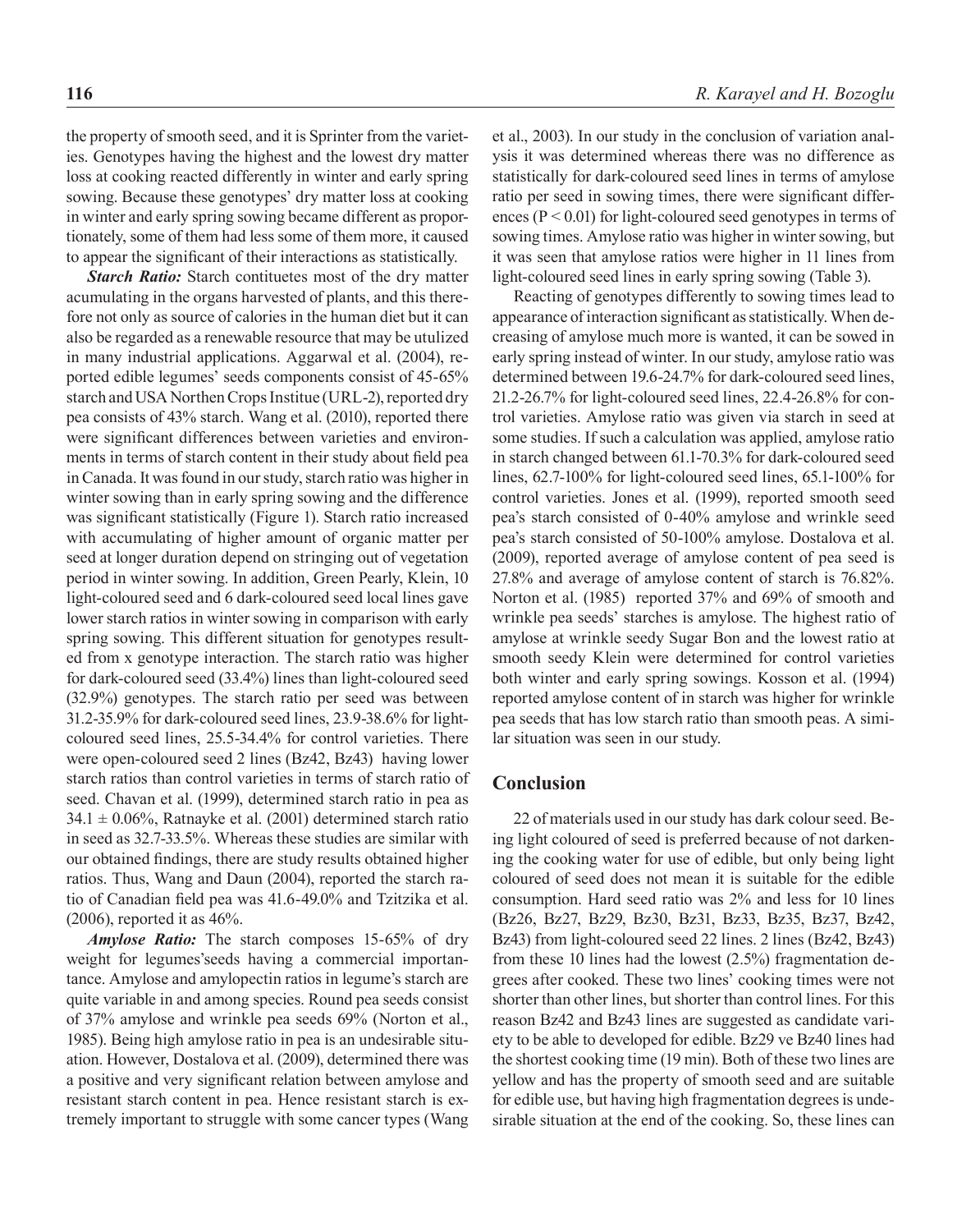the property of smooth seed, and it is Sprinter from the varieties. Genotypes having the highest and the lowest dry matter loss at cooking reacted differently in winter and early spring sowing. Because these genotypes' dry matter loss at cooking in winter and early spring sowing became different as proportionately, some of them had less some of them more, it caused to appear the significant of their interactions as statistically.

***Starch Ratio:*** Starch contituetes most of the dry matter acumulating in the organs harvested of plants, and this therefore not only as source of calories in the human diet but it can also be regarded as a renewable resource that may be utulized in many industrial applications. Aggarwal et al. (2004), reported edible legumes' seeds components consist of 45-65% starch and USA Northen Crops Institue (URL-2), reported dry pea consists of 43% starch. Wang et al. (2010), reported there were significant differences between varieties and environments in terms of starch content in their study about field pea in Canada. It was found in our study, starch ratio was higher in winter sowing than in early spring sowing and the difference was significant statistically (Figure 1). Starch ratio increased with accumulating of higher amount of organic matter per seed at longer duration depend on stringing out of vegetation period in winter sowing. In addition, Green Pearly, Klein, 10 light-coloured seed and 6 dark-coloured seed local lines gave lower starch ratios in winter sowing in comparison with early spring sowing. This different situation for genotypes resulted from x genotype interaction. The starch ratio was higher for dark-coloured seed (33.4%) lines than light-coloured seed (32.9%) genotypes. The starch ratio per seed was between 31.2-35.9% for dark-coloured seed lines, 23.9-38.6% for light-coloured seed lines, 25.5-34.4% for control varieties. There were open-coloured seed 2 lines (Bz42, Bz43) having lower starch ratios than control varieties in terms of starch ratio of seed. Chavan et al. (1999), determined starch ratio in pea as $34.1 \pm 0.06\%$, Ratnayke et al. (2001) determined starch ratio in seed as 32.7-33.5%. Whereas these studies are similar with our obtained findings, there are study results obtained higher ratios. Thus, Wang and Daun (2004), reported the starch ratio of Canadian field pea was 41.6-49.0% and Tzitzika et al. (2006), reported it as 46%.

***Amylose Ratio:*** The starch composes 15-65% of dry weight for legumes'seeds having a commercial importantance. Amylose and amylopectin ratios in legume's starch are quite variable in and among species. Round pea seeds consist of 37% amylose and wrinkle pea seeds 69% (Norton et al., 1985). Being high amylose ratio in pea is an undesirable situation. However, Dostalova et al. (2009), determined there was a positive and very significant relation between amylose and resistant starch content in pea. Hence resistant starch is extremely important to struggle with some cancer types (Wang et al., 2003). In our study in the conclusion of variation analysis it was determined whereas there was no difference as statistically for dark-coloured seed lines in terms of amylose ratio per seed in sowing times, there were significant differences ($P < 0.01$) for light-coloured seed genotypes in terms of sowing times. Amylose ratio was higher in winter sowing, but it was seen that amylose ratios were higher in 11 lines from light-coloured seed lines in early spring sowing (Table 3).

Reacting of genotypes differently to sowing times lead to appearance of interaction significant as statistically. When decreasing of amylose much more is wanted, it can be sowed in early spring instead of winter. In our study, amylose ratio was determined between 19.6-24.7% for dark-coloured seed lines, 21.2-26.7% for light-coloured seed lines, 22.4-26.8% for control varieties. Amylose ratio was given via starch in seed at some studies. If such a calculation was applied, amylose ratio in starch changed between 61.1-70.3% for dark-coloured seed lines, 62.7-100% for light-coloured seed lines, 65.1-100% for control varieties. Jones et al. (1999), reported smooth seed pea's starch consisted of 0-40% amylose and wrinkle seed pea's starch consisted of 50-100% amylose. Dostalova et al. (2009), reported average of amylose content of pea seed is 27.8% and average of amylose content of starch is 76.82%. Norton et al. (1985) reported 37% and 69% of smooth and wrinkle pea seeds' starches is amylose. The highest ratio of amylose at wrinkle seedy Sugar Bon and the lowest ratio at smooth seedy Klein were determined for control varieties both winter and early spring sowings. Kosson et al. (1994) reported amylose content of in starch was higher for wrinkle pea seeds that has low starch ratio than smooth peas. A similar situation was seen in our study.

## Conclusion

22 of materials used in our study has dark colour seed. Being light coloured of seed is preferred because of not darkening the cooking water for use of edible, but only being light coloured of seed does not mean it is suitable for the edible consumption. Hard seed ratio was 2% and less for 10 lines (Bz26, Bz27, Bz29, Bz30, Bz31, Bz33, Bz35, Bz37, Bz42, Bz43) from light-coloured seed 22 lines. 2 lines (Bz42, Bz43) from these 10 lines had the lowest (2.5%) fragmentation degrees after cooked. These two lines' cooking times were not shorter than other lines, but shorter than control lines. For this reason Bz42 and Bz43 lines are suggested as candidate variety to be able to developed for edible. Bz29 ve Bz40 lines had the shortest cooking time (19 min). Both of these two lines are yellow and has the property of smooth seed and are suitable for edible use, but having high fragmentation degrees is undesirable situation at the end of the cooking. So, these lines can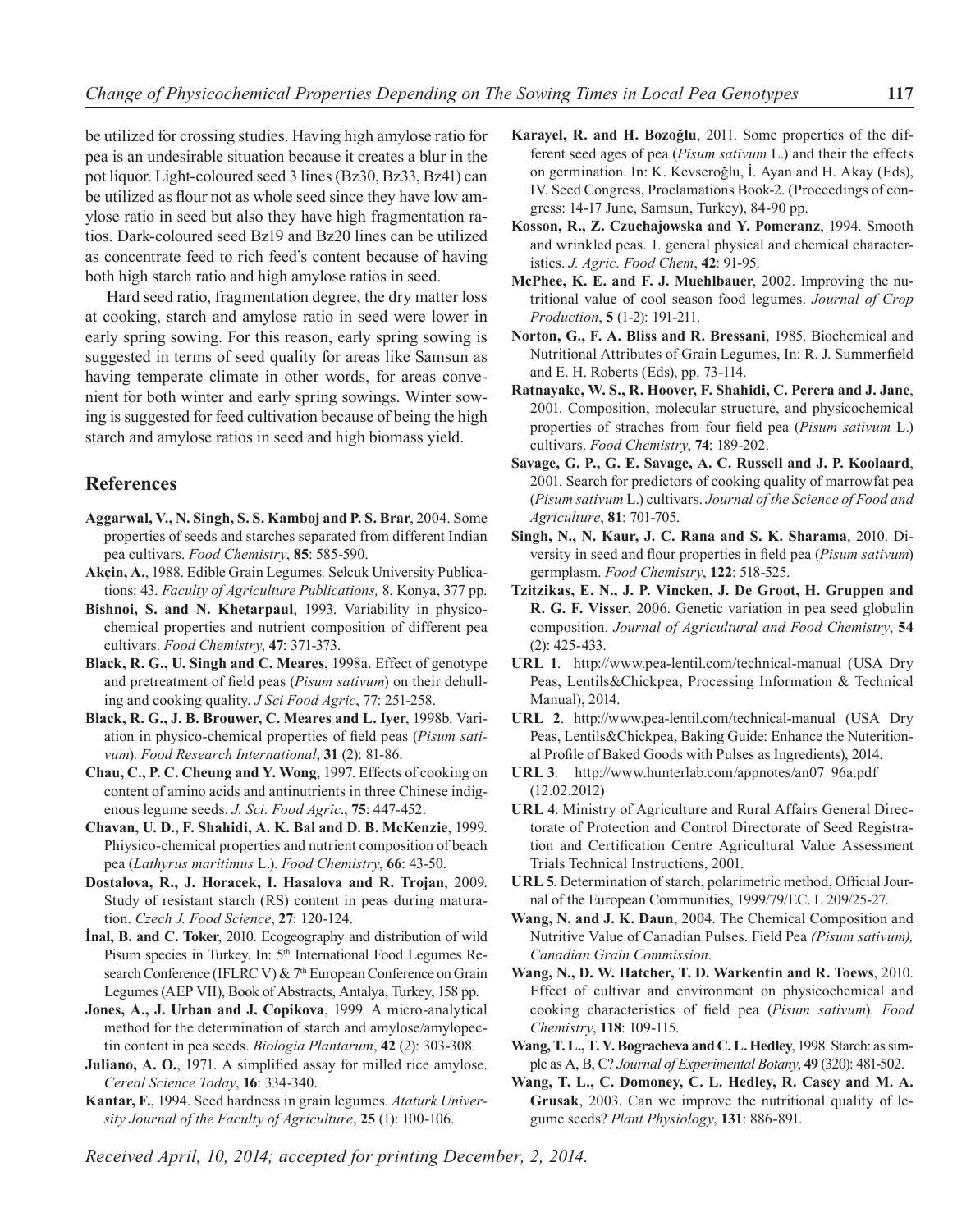be utilized for crossing studies. Having high amylose ratio for pea is an undesirable situation because it creates a blur in the pot liquor. Light-coloured seed 3 lines (Bz30, Bz33, Bz41) can be utilized as flour not as whole seed since they have low amylose ratio in seed but also they have high fragmentation ratios. Dark-coloured seed Bz19 and Bz20 lines can be utilized as concentrate feed to rich feed's content because of having both high starch ratio and high amylose ratios in seed.

Hard seed ratio, fragmentation degree, the dry matter loss at cooking, starch and amylose ratio in seed were lower in early spring sowing. For this reason, early spring sowing is suggested in terms of seed quality for areas like Samsun as having temperate climate in other words, for areas convenient for both winter and early spring sowings. Winter sowing is suggested for feed cultivation because of being the high starch and amylose ratios in seed and high biomass yield.

## References

**Aggarwal, V., N. Singh, S. S. Kamboj and P. S. Brar**, 2004. Some properties of seeds and starches separated from different Indian pea cultivars. *Food Chemistry*, **85**: 585-590.

**Akçin, A.**, 1988. Edible Grain Legumes. Selcuk University Publications: 43. *Faculty of Agriculture Publications,* 8, Konya, 377 pp.

**Bishnoi, S. and N. Khetarpaul**, 1993. Variability in physicochemical properties and nutrient composition of different pea cultivars. *Food Chemistry*, **47**: 371-373.

**Black, R. G., U. Singh and C. Meares**, 1998a. Effect of genotype and pretreatment of field peas (*Pisum sativum*) on their dehulling and cooking quality. *J Sci Food Agric*, 77: 251-258.

**Black, R. G., J. B. Brouwer, C. Meares and L. Iyer**, 1998b. Variation in physico-chemical properties of field peas (*Pisum sativum*). *Food Research International*, **31** (2): 81-86.

**Chau, C., P. C. Cheung and Y. Wong**, 1997. Effects of cooking on content of amino acids and antinutrients in three Chinese indigenous legume seeds. *J. Sci. Food Agric*., **75**: 447-452.

**Chavan, U. D., F. Shahidi, A. K. Bal and D. B. McKenzie**, 1999. Phiysico-chemical properties and nutrient composition of beach pea (*Lathyrus maritimus* L.). *Food Chemistry*, **66**: 43-50.

**Dostalova, R., J. Horacek, I. Hasalova and R. Trojan**, 2009. Study of resistant starch (RS) content in peas during maturation. *Czech J. Food Science*, **27**: 120-124.

**İnal, B. and C. Toker**, 2010. Ecogeography and distribution of wild Pisum species in Turkey. In: 5th International Food Legumes Research Conference (IFLRC V) & 7th European Conference on Grain Legumes (AEP VII), Book of Abstracts, Antalya, Turkey, 158 pp.

**Jones, A., J. Urban and J. Copikova**, 1999. A micro-analytical method for the determination of starch and amylose/amylopectin content in pea seeds. *Biologia Plantarum*, **42** (2): 303-308.

**Juliano, A. O.**, 1971. A simplified assay for milled rice amylose. *Cereal Science Today*, **16**: 334-340.

**Kantar, F.**, 1994. Seed hardness in grain legumes. *Ataturk University Journal of the Faculty of Agriculture*, **25** (1): 100-106.

**Karayel, R. and H. Bozoğlu**, 2011. Some properties of the different seed ages of pea (*Pisum sativum* L.) and their the effects on germination. In: K. Kevseroğlu, İ. Ayan and H. Akay (Eds), IV. Seed Congress, Proclamations Book-2. (Proceedings of congress: 14-17 June, Samsun, Turkey), 84-90 pp.

**Kosson, R., Z. Czuchajowska and Y. Pomeranz**, 1994. Smooth and wrinkled peas. 1. general physical and chemical characteristics. *J. Agric. Food Chem*, **42**: 91-95.

**McPhee, K. E. and F. J. Muehlbauer**, 2002. Improving the nutritional value of cool season food legumes. *Journal of Crop Production*, **5** (1-2): 191-211.

**Norton, G., F. A. Bliss and R. Bressani**, 1985. Biochemical and Nutritional Attributes of Grain Legumes, In: R. J. Summerfield and E. H. Roberts (Eds), pp. 73-114.

**Ratnayake, W. S., R. Hoover, F. Shahidi, C. Perera and J. Jane**, 2001. Composition, molecular structure, and physicochemical properties of straches from four field pea (*Pisum sativum* L.) cultivars. *Food Chemistry*, **74**: 189-202.

**Savage, G. P., G. E. Savage, A. C. Russell and J. P. Koolaard**, 2001. Search for predictors of cooking quality of marrowfat pea (*Pisum sativum* L.) cultivars. *Journal of the Science of Food and Agriculture*, **81**: 701-705.

**Singh, N., N. Kaur, J. C. Rana and S. K. Sharama**, 2010. Diversity in seed and flour properties in field pea (*Pisum sativum*) germplasm. *Food Chemistry*, **122**: 518-525.

**Tzitzikas, E. N., J. P. Vincken, J. De Groot, H. Gruppen and R. G. F. Visser**, 2006. Genetic variation in pea seed globulin composition. *Journal of Agricultural and Food Chemistry*, **54** (2): 425-433.

**URL 1**. http://www.pea-lentil.com/technical-manual (USA Dry Peas, Lentils&Chickpea, Processing Information & Technical Manual), 2014.

**URL 2**. http://www.pea-lentil.com/technical-manual (USA Dry Peas, Lentils&Chickpea, Baking Guide: Enhance the Nuteritional Profile of Baked Goods with Pulses as Ingredients), 2014.

**URL 3**. http://www.hunterlab.com/appnotes/an07_96a.pdf (12.02.2012)

**URL 4**. Ministry of Agriculture and Rural Affairs General Directorate of Protection and Control Directorate of Seed Registration and Certification Centre Agricultural Value Assessment Trials Technical Instructions, 2001.

**URL 5**. Determination of starch, polarimetric method, Official Journal of the European Communities, 1999/79/EC. L 209/25-27.

**Wang, N. and J. K. Daun**, 2004. The Chemical Composition and Nutritive Value of Canadian Pulses. Field Pea *(Pisum sativum), Canadian Grain Commission*.

**Wang, N., D. W. Hatcher, T. D. Warkentin and R. Toews**, 2010. Effect of cultivar and environment on physicochemical and cooking characteristics of field pea (*Pisum sativum*). *Food Chemistry*, **118**: 109-115.

**Wang, T. L., T. Y. Bogracheva and C. L. Hedley**, 1998. Starch: as simple as A, B, C? *Journal of Experimental Botany*, **49** (320): 481-502.

**Wang, T. L., C. Domoney, C. L. Hedley, R. Casey and M. A. Grusak**, 2003. Can we improve the nutritional quality of legume seeds? *Plant Physiology*, **131**: 886-891.

*Received April, 10, 2014; accepted for printing December, 2, 2014.*